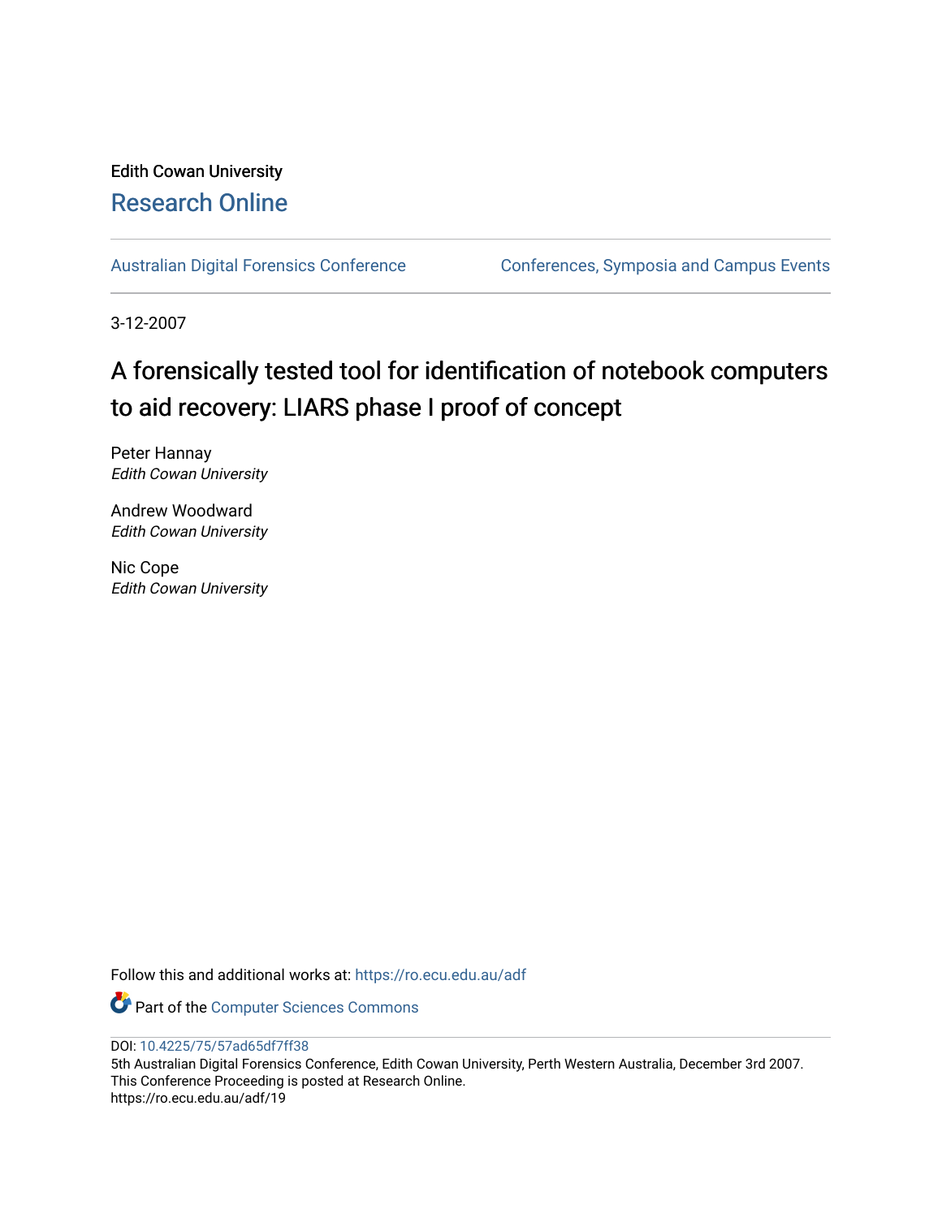Edith Cowan University

Research Online

Australian Digital Forensics Conference | Conferences, Symposia and Campus Events

3-12-2007

# A forensically tested tool for identification of notebook computers to aid recovery: LIARS phase I proof of concept

Peter Hannay
*Edith Cowan University*

Andrew Woodward
*Edith Cowan University*

Nic Cope
*Edith Cowan University*

Follow this and additional works at: https://ro.ecu.edu.au/adf

Part of the Computer Sciences Commons

DOI: 10.4225/75/57ad65df7ff38

5th Australian Digital Forensics Conference, Edith Cowan University, Perth Western Australia, December 3rd 2007.
This Conference Proceeding is posted at Research Online.
https://ro.ecu.edu.au/adf/19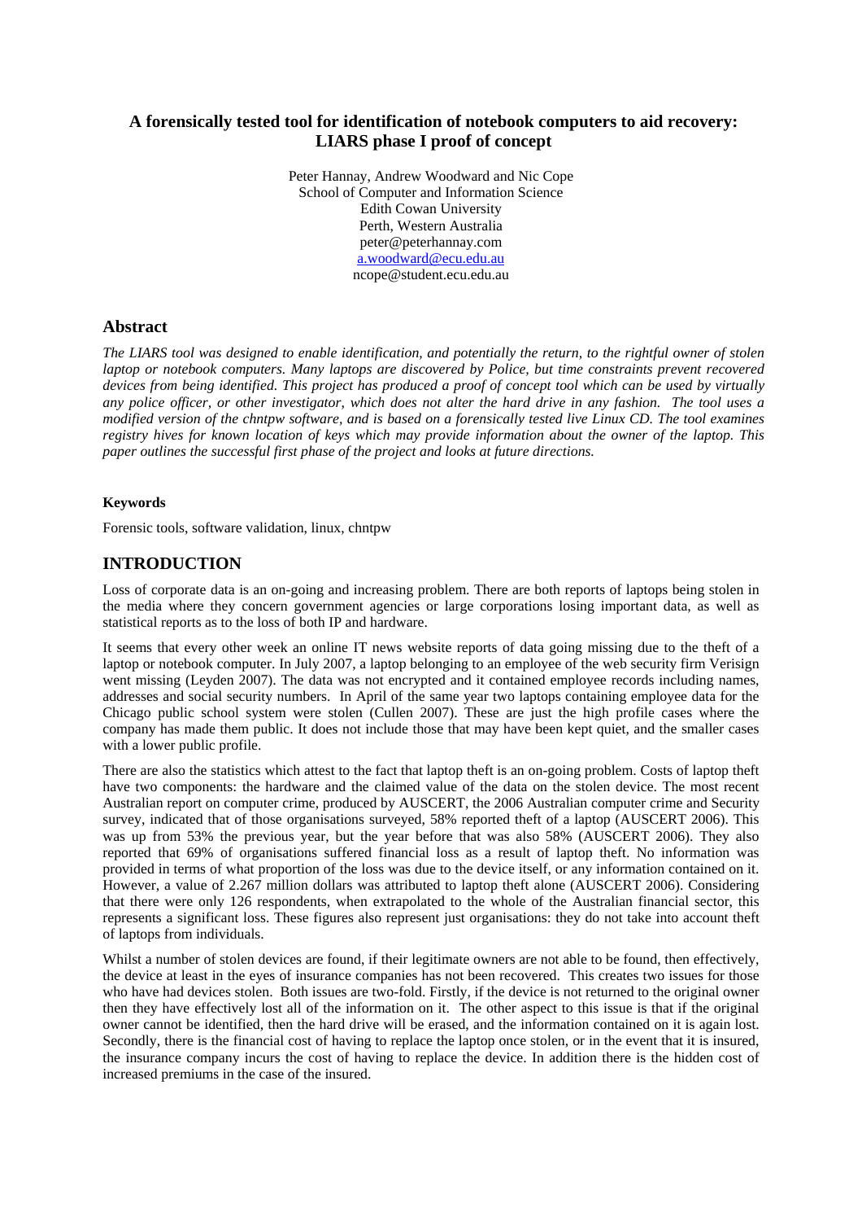# A forensically tested tool for identification of notebook computers to aid recovery: LIARS phase I proof of concept

Peter Hannay, Andrew Woodward and Nic Cope
School of Computer and Information Science
Edith Cowan University
Perth, Western Australia
peter@peterhannay.com
a.woodward@ecu.edu.au
ncope@student.ecu.edu.au

## Abstract

*The LIARS tool was designed to enable identification, and potentially the return, to the rightful owner of stolen laptop or notebook computers. Many laptops are discovered by Police, but time constraints prevent recovered devices from being identified. This project has produced a proof of concept tool which can be used by virtually any police officer, or other investigator, which does not alter the hard drive in any fashion. The tool uses a modified version of the chntpw software, and is based on a forensically tested live Linux CD. The tool examines registry hives for known location of keys which may provide information about the owner of the laptop. This paper outlines the successful first phase of the project and looks at future directions.*

#### Keywords

Forensic tools, software validation, linux, chntpw

## INTRODUCTION

Loss of corporate data is an on-going and increasing problem. There are both reports of laptops being stolen in the media where they concern government agencies or large corporations losing important data, as well as statistical reports as to the loss of both IP and hardware.

It seems that every other week an online IT news website reports of data going missing due to the theft of a laptop or notebook computer. In July 2007, a laptop belonging to an employee of the web security firm Verisign went missing (Leyden 2007). The data was not encrypted and it contained employee records including names, addresses and social security numbers. In April of the same year two laptops containing employee data for the Chicago public school system were stolen (Cullen 2007). These are just the high profile cases where the company has made them public. It does not include those that may have been kept quiet, and the smaller cases with a lower public profile.

There are also the statistics which attest to the fact that laptop theft is an on-going problem. Costs of laptop theft have two components: the hardware and the claimed value of the data on the stolen device. The most recent Australian report on computer crime, produced by AUSCERT, the 2006 Australian computer crime and Security survey, indicated that of those organisations surveyed, 58% reported theft of a laptop (AUSCERT 2006). This was up from 53% the previous year, but the year before that was also 58% (AUSCERT 2006). They also reported that 69% of organisations suffered financial loss as a result of laptop theft. No information was provided in terms of what proportion of the loss was due to the device itself, or any information contained on it. However, a value of 2.267 million dollars was attributed to laptop theft alone (AUSCERT 2006). Considering that there were only 126 respondents, when extrapolated to the whole of the Australian financial sector, this represents a significant loss. These figures also represent just organisations: they do not take into account theft of laptops from individuals.

Whilst a number of stolen devices are found, if their legitimate owners are not able to be found, then effectively, the device at least in the eyes of insurance companies has not been recovered. This creates two issues for those who have had devices stolen. Both issues are two-fold. Firstly, if the device is not returned to the original owner then they have effectively lost all of the information on it. The other aspect to this issue is that if the original owner cannot be identified, then the hard drive will be erased, and the information contained on it is again lost. Secondly, there is the financial cost of having to replace the laptop once stolen, or in the event that it is insured, the insurance company incurs the cost of having to replace the device. In addition there is the hidden cost of increased premiums in the case of the insured.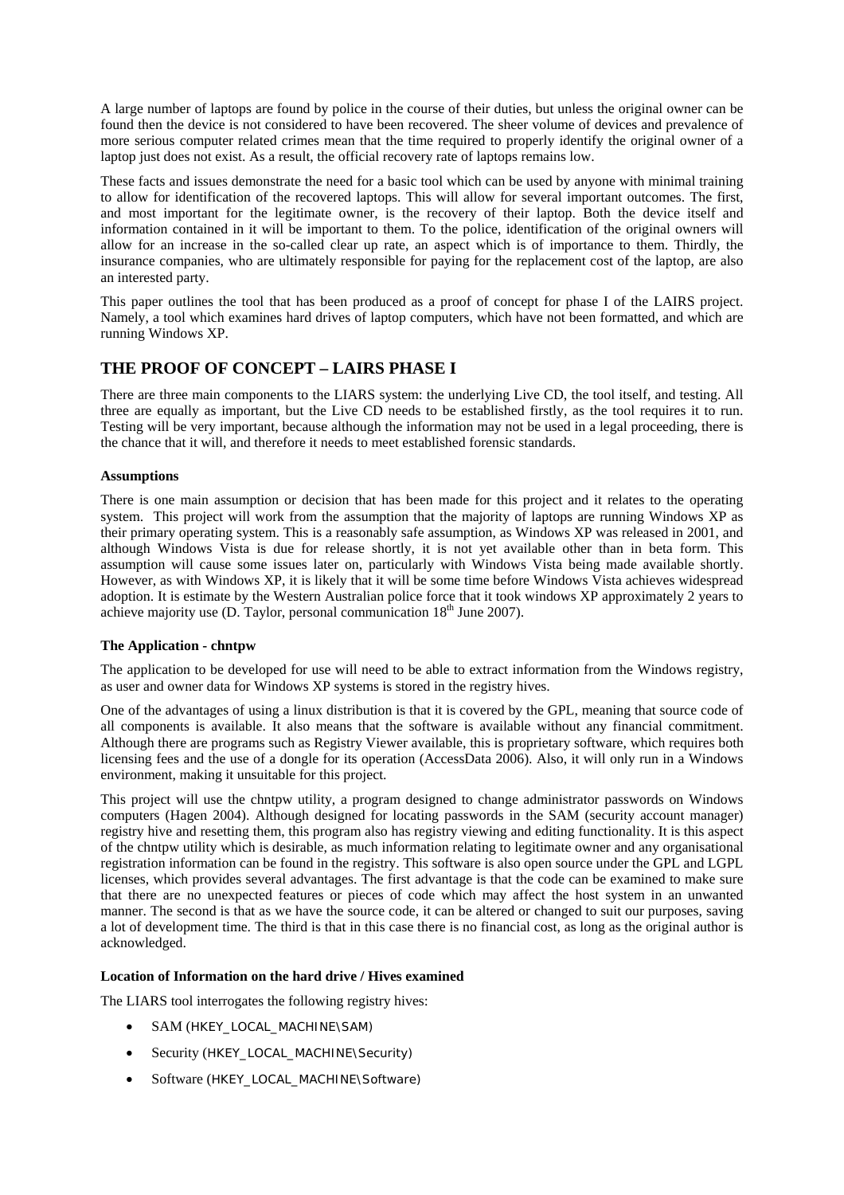A large number of laptops are found by police in the course of their duties, but unless the original owner can be found then the device is not considered to have been recovered. The sheer volume of devices and prevalence of more serious computer related crimes mean that the time required to properly identify the original owner of a laptop just does not exist. As a result, the official recovery rate of laptops remains low.

These facts and issues demonstrate the need for a basic tool which can be used by anyone with minimal training to allow for identification of the recovered laptops. This will allow for several important outcomes. The first, and most important for the legitimate owner, is the recovery of their laptop. Both the device itself and information contained in it will be important to them. To the police, identification of the original owners will allow for an increase in the so-called clear up rate, an aspect which is of importance to them. Thirdly, the insurance companies, who are ultimately responsible for paying for the replacement cost of the laptop, are also an interested party.

This paper outlines the tool that has been produced as a proof of concept for phase I of the LAIRS project. Namely, a tool which examines hard drives of laptop computers, which have not been formatted, and which are running Windows XP.

## THE PROOF OF CONCEPT – LAIRS PHASE I

There are three main components to the LIARS system: the underlying Live CD, the tool itself, and testing. All three are equally as important, but the Live CD needs to be established firstly, as the tool requires it to run. Testing will be very important, because although the information may not be used in a legal proceeding, there is the chance that it will, and therefore it needs to meet established forensic standards.

### Assumptions

There is one main assumption or decision that has been made for this project and it relates to the operating system. This project will work from the assumption that the majority of laptops are running Windows XP as their primary operating system. This is a reasonably safe assumption, as Windows XP was released in 2001, and although Windows Vista is due for release shortly, it is not yet available other than in beta form. This assumption will cause some issues later on, particularly with Windows Vista being made available shortly. However, as with Windows XP, it is likely that it will be some time before Windows Vista achieves widespread adoption. It is estimate by the Western Australian police force that it took windows XP approximately 2 years to achieve majority use (D. Taylor, personal communication 18th June 2007).

### The Application - chntpw

The application to be developed for use will need to be able to extract information from the Windows registry, as user and owner data for Windows XP systems is stored in the registry hives.

One of the advantages of using a linux distribution is that it is covered by the GPL, meaning that source code of all components is available. It also means that the software is available without any financial commitment. Although there are programs such as Registry Viewer available, this is proprietary software, which requires both licensing fees and the use of a dongle for its operation (AccessData 2006). Also, it will only run in a Windows environment, making it unsuitable for this project.

This project will use the chntpw utility, a program designed to change administrator passwords on Windows computers (Hagen 2004). Although designed for locating passwords in the SAM (security account manager) registry hive and resetting them, this program also has registry viewing and editing functionality. It is this aspect of the chntpw utility which is desirable, as much information relating to legitimate owner and any organisational registration information can be found in the registry. This software is also open source under the GPL and LGPL licenses, which provides several advantages. The first advantage is that the code can be examined to make sure that there are no unexpected features or pieces of code which may affect the host system in an unwanted manner. The second is that as we have the source code, it can be altered or changed to suit our purposes, saving a lot of development time. The third is that in this case there is no financial cost, as long as the original author is acknowledged.

### Location of Information on the hard drive / Hives examined

The LIARS tool interrogates the following registry hives:

- SAM (HKEY_LOCAL_MACHINE\SAM)
- Security (HKEY_LOCAL_MACHINE\Security)
- Software (HKEY_LOCAL_MACHINE\Software)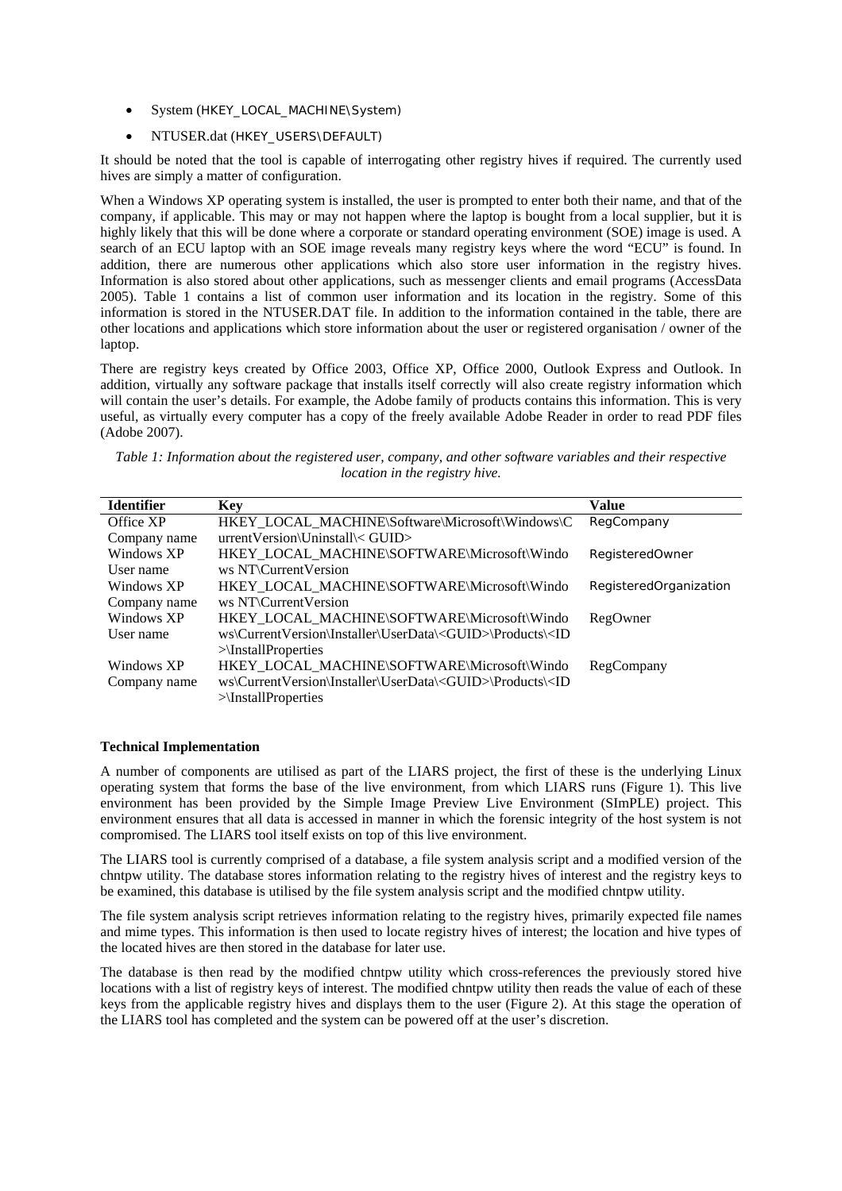- System (HKEY_LOCAL_MACHINE\System)
- NTUSER.dat (HKEY_USERS\DEFAULT)

It should be noted that the tool is capable of interrogating other registry hives if required. The currently used hives are simply a matter of configuration.

When a Windows XP operating system is installed, the user is prompted to enter both their name, and that of the company, if applicable. This may or may not happen where the laptop is bought from a local supplier, but it is highly likely that this will be done where a corporate or standard operating environment (SOE) image is used. A search of an ECU laptop with an SOE image reveals many registry keys where the word "ECU" is found. In addition, there are numerous other applications which also store user information in the registry hives. Information is also stored about other applications, such as messenger clients and email programs (AccessData 2005). Table 1 contains a list of common user information and its location in the registry. Some of this information is stored in the NTUSER.DAT file. In addition to the information contained in the table, there are other locations and applications which store information about the user or registered organisation / owner of the laptop.

There are registry keys created by Office 2003, Office XP, Office 2000, Outlook Express and Outlook. In addition, virtually any software package that installs itself correctly will also create registry information which will contain the user's details. For example, the Adobe family of products contains this information. This is very useful, as virtually every computer has a copy of the freely available Adobe Reader in order to read PDF files (Adobe 2007).

*Table 1: Information about the registered user, company, and other software variables and their respective location in the registry hive.*

| Identifier | Key | Value |
|---|---|---|
| Office XP Company name | HKEY_LOCAL_MACHINE\Software\Microsoft\Windows\CurrentVersion\Uninstall\< GUID> | RegCompany |
| Windows XP User name | HKEY_LOCAL_MACHINE\SOFTWARE\Microsoft\Windows NT\CurrentVersion | RegisteredOwner |
| Windows XP Company name | HKEY_LOCAL_MACHINE\SOFTWARE\Microsoft\Windows NT\CurrentVersion | RegisteredOrganization |
| Windows XP User name | HKEY_LOCAL_MACHINE\SOFTWARE\Microsoft\Windows\CurrentVersion\Installer\UserData\<GUID>\Products\<ID>\InstallProperties | RegOwner |
| Windows XP Company name | HKEY_LOCAL_MACHINE\SOFTWARE\Microsoft\Windows\CurrentVersion\Installer\UserData\<GUID>\Products\<ID>\InstallProperties | RegCompany |

**Technical Implementation**

A number of components are utilised as part of the LIARS project, the first of these is the underlying Linux operating system that forms the base of the live environment, from which LIARS runs (Figure 1). This live environment has been provided by the Simple Image Preview Live Environment (SImPLE) project. This environment ensures that all data is accessed in manner in which the forensic integrity of the host system is not compromised. The LIARS tool itself exists on top of this live environment.

The LIARS tool is currently comprised of a database, a file system analysis script and a modified version of the chntpw utility. The database stores information relating to the registry hives of interest and the registry keys to be examined, this database is utilised by the file system analysis script and the modified chntpw utility.

The file system analysis script retrieves information relating to the registry hives, primarily expected file names and mime types. This information is then used to locate registry hives of interest; the location and hive types of the located hives are then stored in the database for later use.

The database is then read by the modified chntpw utility which cross-references the previously stored hive locations with a list of registry keys of interest. The modified chntpw utility then reads the value of each of these keys from the applicable registry hives and displays them to the user (Figure 2). At this stage the operation of the LIARS tool has completed and the system can be powered off at the user's discretion.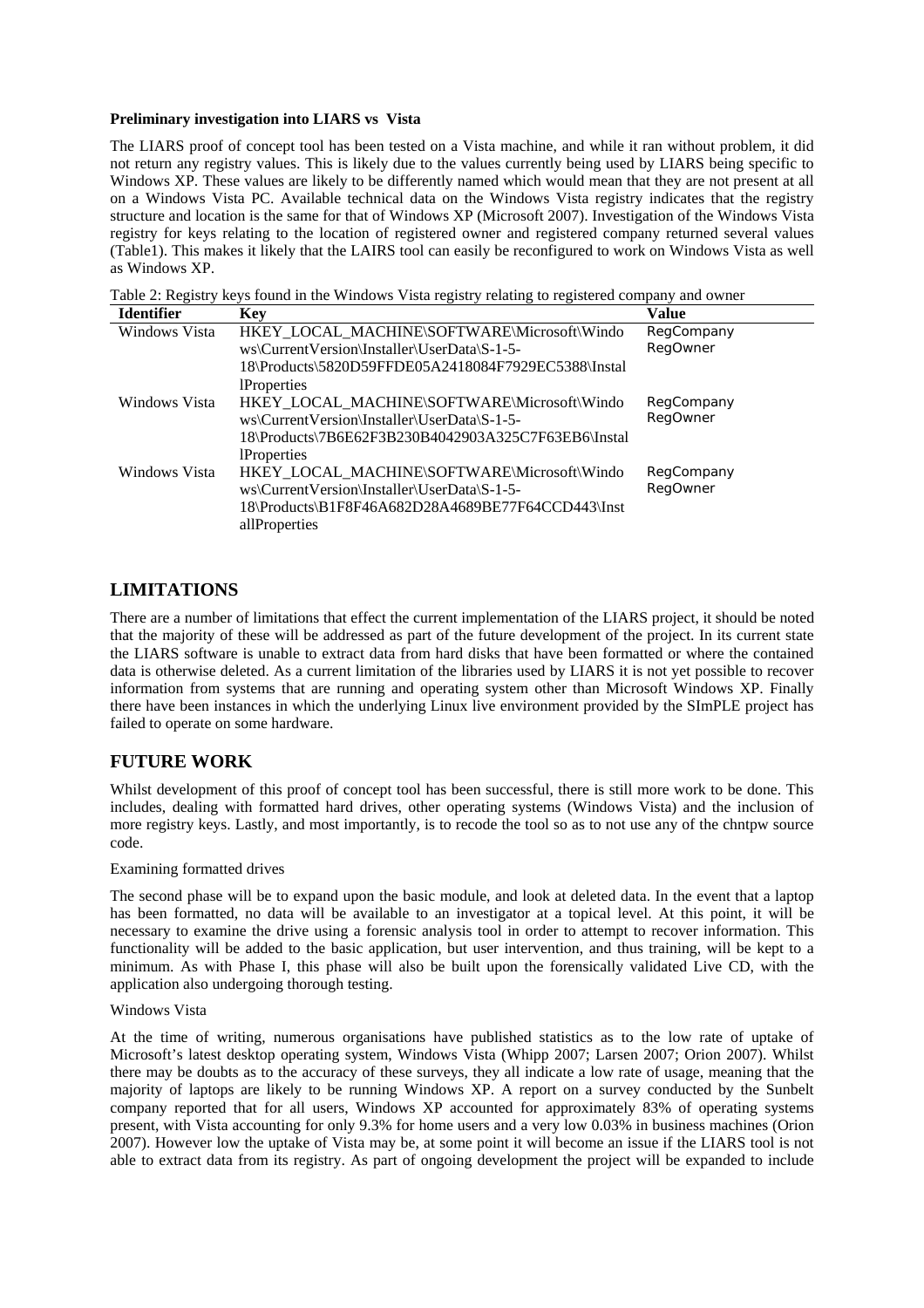**Preliminary investigation into LIARS vs Vista**

The LIARS proof of concept tool has been tested on a Vista machine, and while it ran without problem, it did not return any registry values. This is likely due to the values currently being used by LIARS being specific to Windows XP. These values are likely to be differently named which would mean that they are not present at all on a Windows Vista PC. Available technical data on the Windows Vista registry indicates that the registry structure and location is the same for that of Windows XP (Microsoft 2007). Investigation of the Windows Vista registry for keys relating to the location of registered owner and registered company returned several values (Table1). This makes it likely that the LAIRS tool can easily be reconfigured to work on Windows Vista as well as Windows XP.

Table 2: Registry keys found in the Windows Vista registry relating to registered company and owner

| Identifier | Key | Value |
|---|---|---|
| Windows Vista | HKEY_LOCAL_MACHINE\SOFTWARE\Microsoft\Windows\CurrentVersion\Installer\UserData\S-1-5-18\Products\5820D59FFDE05A2418084F7929EC5388\InstallProperties | RegCompany RegOwner |
| Windows Vista | HKEY_LOCAL_MACHINE\SOFTWARE\Microsoft\Windows\CurrentVersion\Installer\UserData\S-1-5-18\Products\7B6E62F3B230B4042903A325C7F63EB6\InstallProperties | RegCompany RegOwner |
| Windows Vista | HKEY_LOCAL_MACHINE\SOFTWARE\Microsoft\Windows\CurrentVersion\Installer\UserData\S-1-5-18\Products\B1F8F46A682D28A4689BE77F64CCD443\InstallProperties | RegCompany RegOwner |

## LIMITATIONS

There are a number of limitations that effect the current implementation of the LIARS project, it should be noted that the majority of these will be addressed as part of the future development of the project. In its current state the LIARS software is unable to extract data from hard disks that have been formatted or where the contained data is otherwise deleted. As a current limitation of the libraries used by LIARS it is not yet possible to recover information from systems that are running and operating system other than Microsoft Windows XP. Finally there have been instances in which the underlying Linux live environment provided by the SImPLE project has failed to operate on some hardware.

## FUTURE WORK

Whilst development of this proof of concept tool has been successful, there is still more work to be done. This includes, dealing with formatted hard drives, other operating systems (Windows Vista) and the inclusion of more registry keys. Lastly, and most importantly, is to recode the tool so as to not use any of the chntpw source code.

Examining formatted drives

The second phase will be to expand upon the basic module, and look at deleted data. In the event that a laptop has been formatted, no data will be available to an investigator at a topical level. At this point, it will be necessary to examine the drive using a forensic analysis tool in order to attempt to recover information. This functionality will be added to the basic application, but user intervention, and thus training, will be kept to a minimum. As with Phase I, this phase will also be built upon the forensically validated Live CD, with the application also undergoing thorough testing.

Windows Vista

At the time of writing, numerous organisations have published statistics as to the low rate of uptake of Microsoft's latest desktop operating system, Windows Vista (Whipp 2007; Larsen 2007; Orion 2007). Whilst there may be doubts as to the accuracy of these surveys, they all indicate a low rate of usage, meaning that the majority of laptops are likely to be running Windows XP. A report on a survey conducted by the Sunbelt company reported that for all users, Windows XP accounted for approximately 83% of operating systems present, with Vista accounting for only 9.3% for home users and a very low 0.03% in business machines (Orion 2007). However low the uptake of Vista may be, at some point it will become an issue if the LIARS tool is not able to extract data from its registry. As part of ongoing development the project will be expanded to include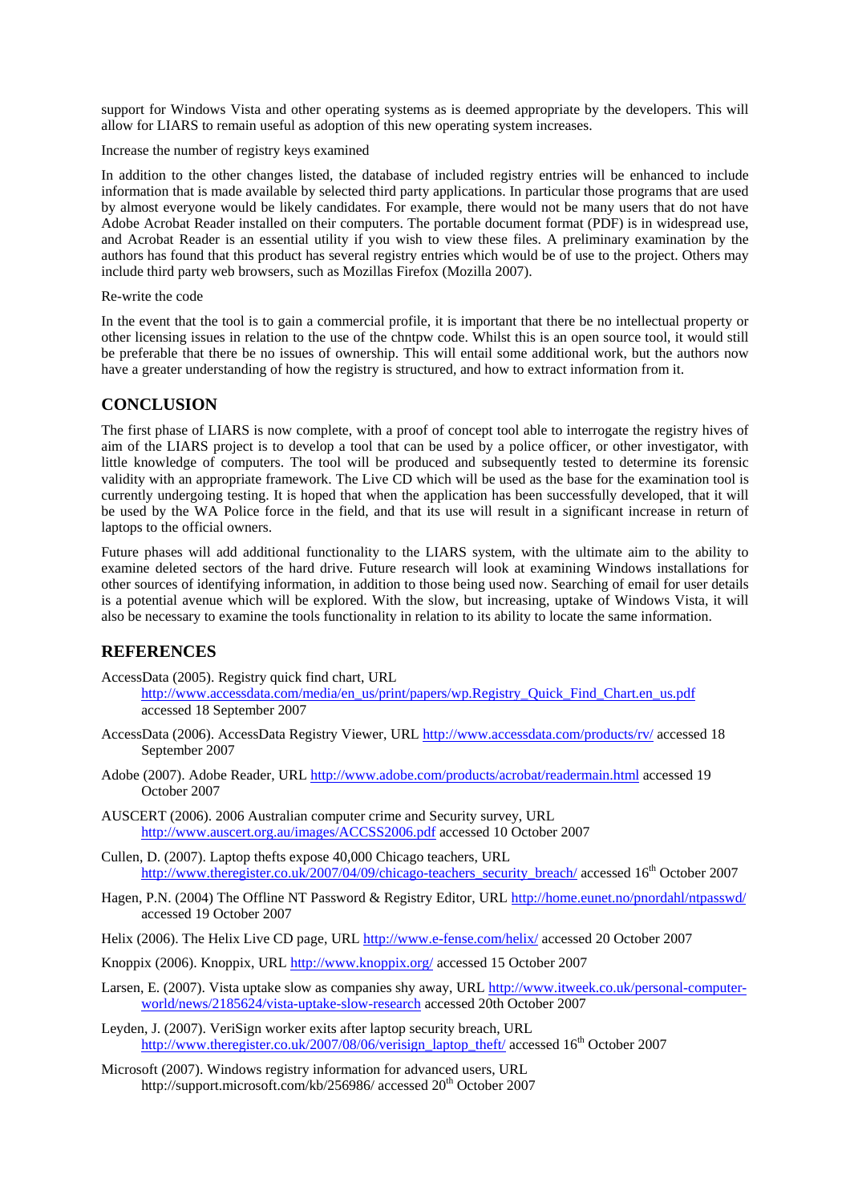support for Windows Vista and other operating systems as is deemed appropriate by the developers. This will allow for LIARS to remain useful as adoption of this new operating system increases.

Increase the number of registry keys examined

In addition to the other changes listed, the database of included registry entries will be enhanced to include information that is made available by selected third party applications. In particular those programs that are used by almost everyone would be likely candidates. For example, there would not be many users that do not have Adobe Acrobat Reader installed on their computers. The portable document format (PDF) is in widespread use, and Acrobat Reader is an essential utility if you wish to view these files. A preliminary examination by the authors has found that this product has several registry entries which would be of use to the project. Others may include third party web browsers, such as Mozillas Firefox (Mozilla 2007).

Re-write the code

In the event that the tool is to gain a commercial profile, it is important that there be no intellectual property or other licensing issues in relation to the use of the chntpw code. Whilst this is an open source tool, it would still be preferable that there be no issues of ownership. This will entail some additional work, but the authors now have a greater understanding of how the registry is structured, and how to extract information from it.

## CONCLUSION

The first phase of LIARS is now complete, with a proof of concept tool able to interrogate the registry hives of aim of the LIARS project is to develop a tool that can be used by a police officer, or other investigator, with little knowledge of computers. The tool will be produced and subsequently tested to determine its forensic validity with an appropriate framework. The Live CD which will be used as the base for the examination tool is currently undergoing testing. It is hoped that when the application has been successfully developed, that it will be used by the WA Police force in the field, and that its use will result in a significant increase in return of laptops to the official owners.

Future phases will add additional functionality to the LIARS system, with the ultimate aim to the ability to examine deleted sectors of the hard drive. Future research will look at examining Windows installations for other sources of identifying information, in addition to those being used now. Searching of email for user details is a potential avenue which will be explored. With the slow, but increasing, uptake of Windows Vista, it will also be necessary to examine the tools functionality in relation to its ability to locate the same information.

## REFERENCES

AccessData (2005). Registry quick find chart, URL http://www.accessdata.com/media/en_us/print/papers/wp.Registry_Quick_Find_Chart.en_us.pdf accessed 18 September 2007

AccessData (2006). AccessData Registry Viewer, URL http://www.accessdata.com/products/rv/ accessed 18 September 2007

Adobe (2007). Adobe Reader, URL http://www.adobe.com/products/acrobat/readermain.html accessed 19 October 2007

AUSCERT (2006). 2006 Australian computer crime and Security survey, URL http://www.auscert.org.au/images/ACCSS2006.pdf accessed 10 October 2007

Cullen, D. (2007). Laptop thefts expose 40,000 Chicago teachers, URL http://www.theregister.co.uk/2007/04/09/chicago-teachers_security_breach/ accessed 16th October 2007

Hagen, P.N. (2004) The Offline NT Password & Registry Editor, URL http://home.eunet.no/pnordahl/ntpasswd/ accessed 19 October 2007

Helix (2006). The Helix Live CD page, URL http://www.e-fense.com/helix/ accessed 20 October 2007

Knoppix (2006). Knoppix, URL http://www.knoppix.org/ accessed 15 October 2007

Larsen, E. (2007). Vista uptake slow as companies shy away, URL http://www.itweek.co.uk/personal-computer-world/news/2185624/vista-uptake-slow-research accessed 20th October 2007

Leyden, J. (2007). VeriSign worker exits after laptop security breach, URL http://www.theregister.co.uk/2007/08/06/verisign_laptop_theft/ accessed 16th October 2007

Microsoft (2007). Windows registry information for advanced users, URL http://support.microsoft.com/kb/256986/ accessed 20th October 2007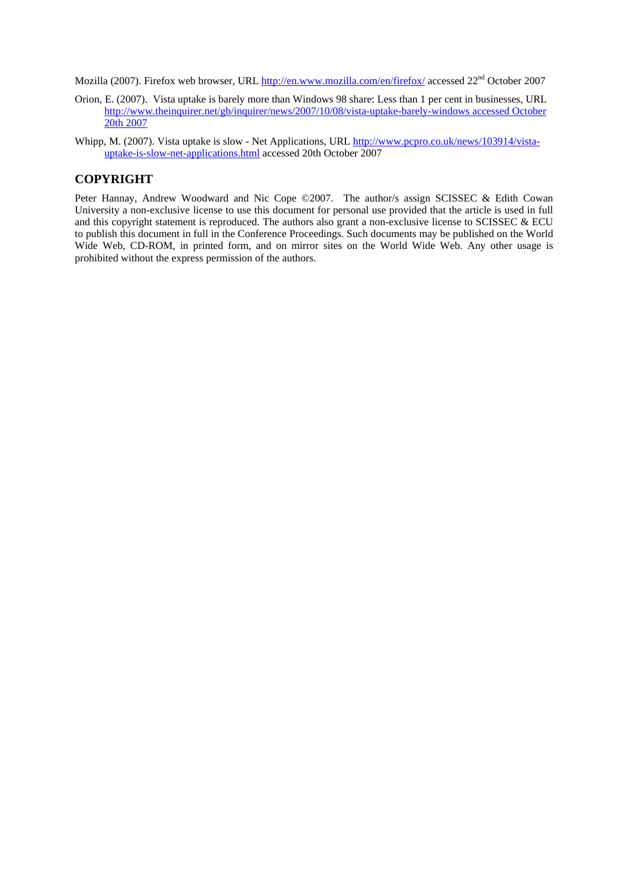Mozilla (2007). Firefox web browser, URL http://en.www.mozilla.com/en/firefox/ accessed 22nd October 2007

Orion, E. (2007). Vista uptake is barely more than Windows 98 share: Less than 1 per cent in businesses, URL http://www.theinquirer.net/gb/inquirer/news/2007/10/08/vista-uptake-barely-windows accessed October 20th 2007

Whipp, M. (2007). Vista uptake is slow - Net Applications, URL http://www.pcpro.co.uk/news/103914/vista-uptake-is-slow-net-applications.html accessed 20th October 2007

## COPYRIGHT

Peter Hannay, Andrew Woodward and Nic Cope ©2007. The author/s assign SCISSEC & Edith Cowan University a non-exclusive license to use this document for personal use provided that the article is used in full and this copyright statement is reproduced. The authors also grant a non-exclusive license to SCISSEC & ECU to publish this document in full in the Conference Proceedings. Such documents may be published on the World Wide Web, CD-ROM, in printed form, and on mirror sites on the World Wide Web. Any other usage is prohibited without the express permission of the authors.